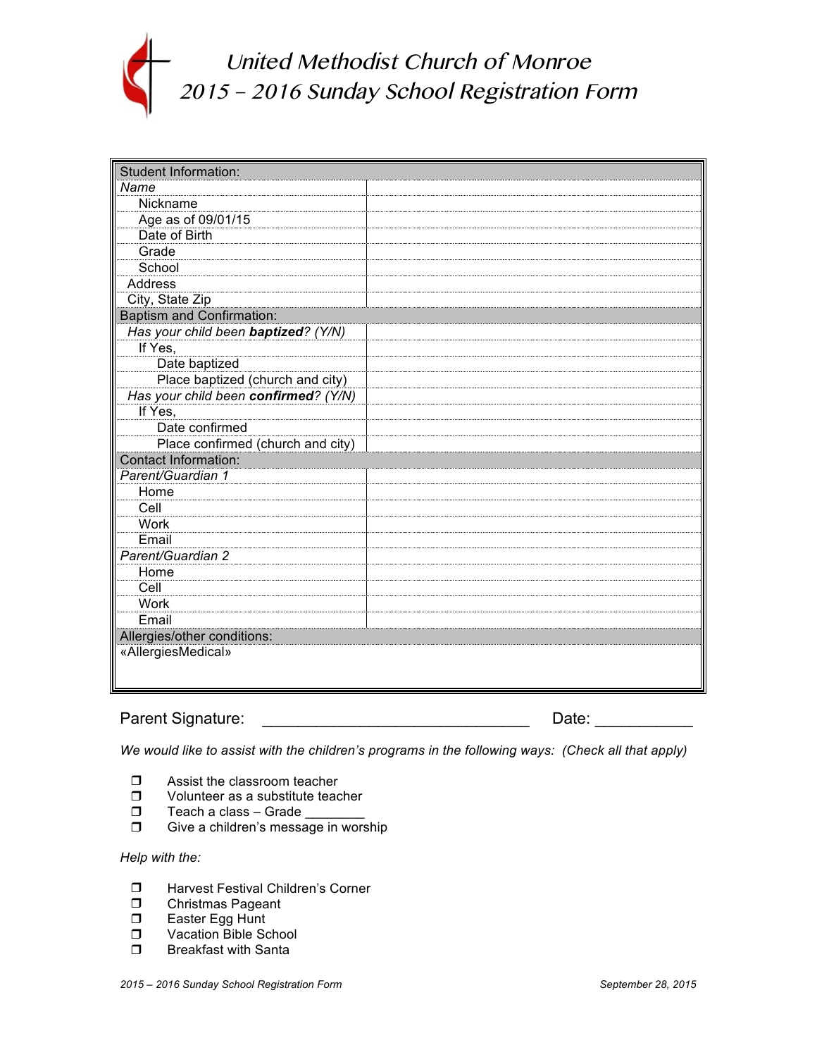# United Methodist Church of Monroe
## 2015 – 2016 Sunday School Registration Form

| Student Information: | |
|---|---|
| *Name* | |
| Nickname | |
| Age as of 09/01/15 | |
| Date of Birth | |
| Grade | |
| School | |
| Address | |
| City, State Zip | |
| **Baptism and Confirmation:** | |
| *Has your child been **baptized**? (Y/N)* | |
| If Yes, | |
| Date baptized | |
| Place baptized (church and city) | |
| *Has your child been **confirmed**? (Y/N)* | |
| If Yes, | |
| Date confirmed | |
| Place confirmed (church and city) | |
| **Contact Information:** | |
| *Parent/Guardian 1* | |
| Home | |
| Cell | |
| Work | |
| Email | |
| *Parent/Guardian 2* | |
| Home | |
| Cell | |
| Work | |
| Email | |
| **Allergies/other conditions:** | |
| «AllergiesMedical» | |

Parent Signature: _______________________________ Date: ___________

*We would like to assist with the children's programs in the following ways: (Check all that apply)*

- ❒ Assist the classroom teacher
- ❒ Volunteer as a substitute teacher
- ❒ Teach a class – Grade ________
- ❒ Give a children's message in worship

*Help with the:*

- ❒ Harvest Festival Children's Corner
- ❒ Christmas Pageant
- ❒ Easter Egg Hunt
- ❒ Vacation Bible School
- ❒ Breakfast with Santa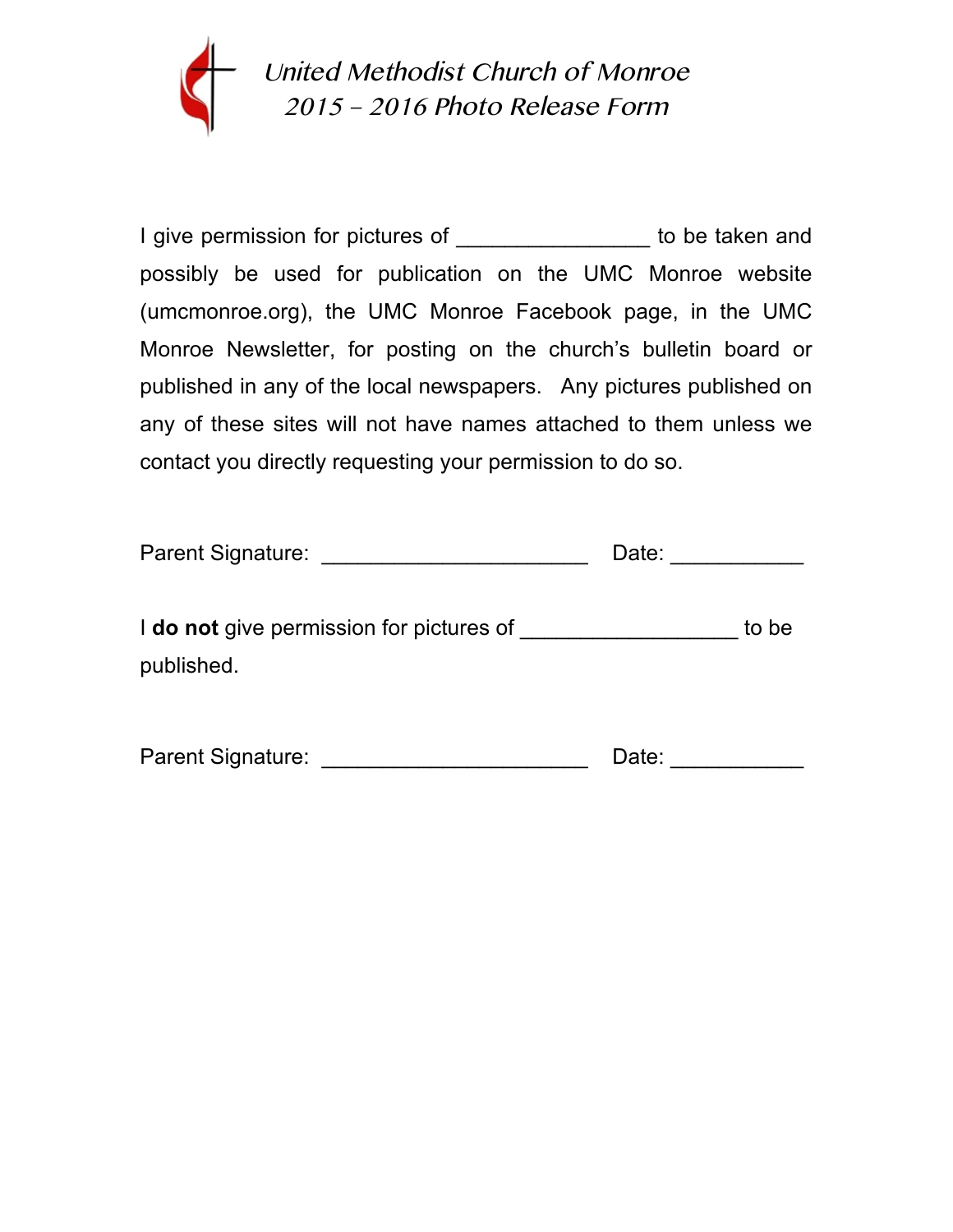# United Methodist Church of Monroe
## 2015 – 2016 Photo Release Form

I give permission for pictures of ________________ to be taken and possibly be used for publication on the UMC Monroe website (umcmonroe.org), the UMC Monroe Facebook page, in the UMC Monroe Newsletter, for posting on the church's bulletin board or published in any of the local newspapers. Any pictures published on any of these sites will not have names attached to them unless we contact you directly requesting your permission to do so.

Parent Signature: ______________________ Date: ___________

I **do not** give permission for pictures of __________________ to be published.

Parent Signature: ______________________ Date: ___________